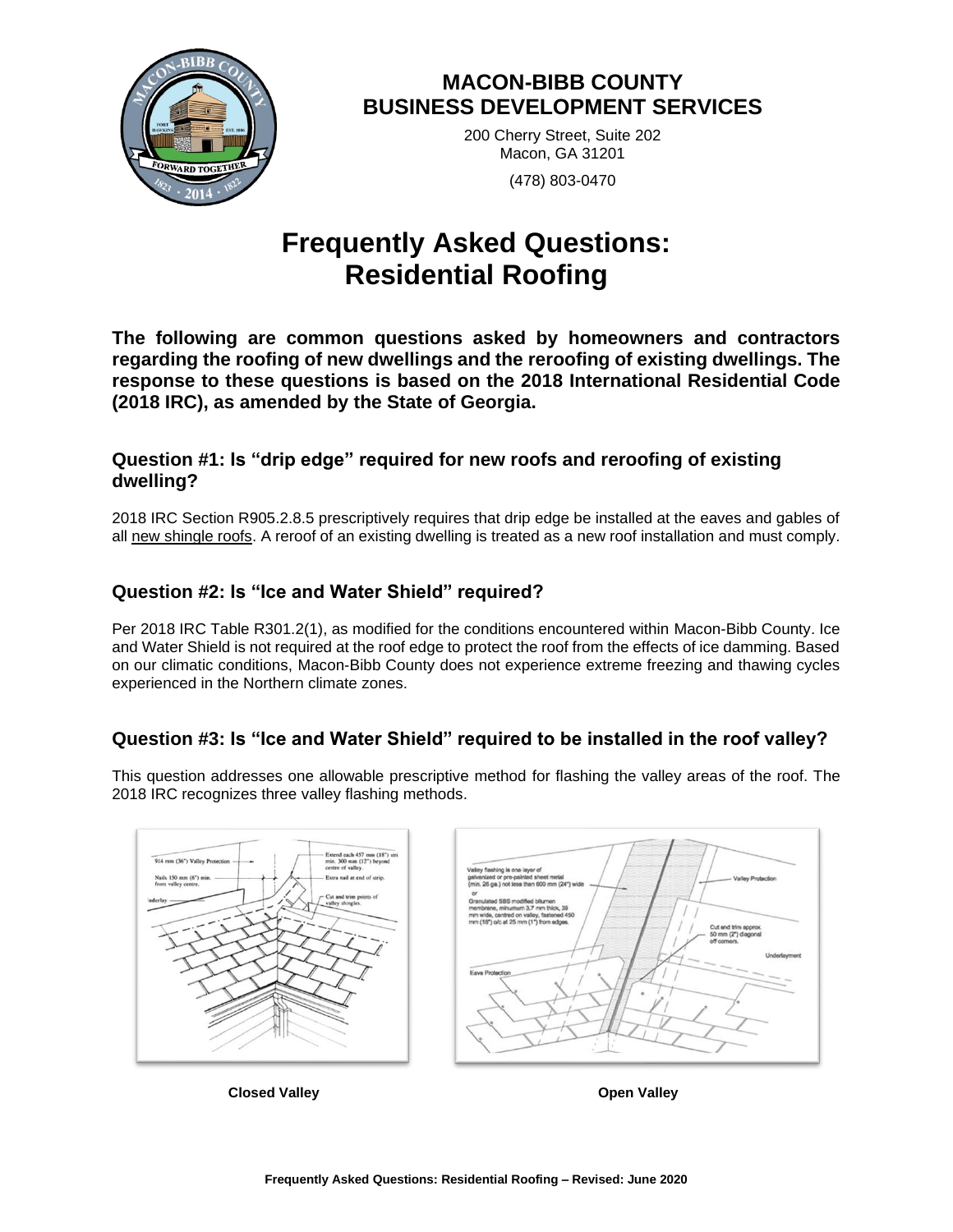# MACON-BIBB COUNTY
# BUSINESS DEVELOPMENT SERVICES

200 Cherry Street, Suite 202
Macon, GA 31201

(478) 803-0470

# Frequently Asked Questions: Residential Roofing

**The following are common questions asked by homeowners and contractors regarding the roofing of new dwellings and the reroofing of existing dwellings. The response to these questions is based on the 2018 International Residential Code (2018 IRC), as amended by the State of Georgia.**

### Question #1: Is "drip edge" required for new roofs and reroofing of existing dwelling?

2018 IRC Section R905.2.8.5 prescriptively requires that drip edge be installed at the eaves and gables of all new shingle roofs. A reroof of an existing dwelling is treated as a new roof installation and must comply.

### Question #2: Is "Ice and Water Shield" required?

Per 2018 IRC Table R301.2(1), as modified for the conditions encountered within Macon-Bibb County. Ice and Water Shield is not required at the roof edge to protect the roof from the effects of ice damming. Based on our climatic conditions, Macon-Bibb County does not experience extreme freezing and thawing cycles experienced in the Northern climate zones.

### Question #3: Is "Ice and Water Shield" required to be installed in the roof valley?

This question addresses one allowable prescriptive method for flashing the valley areas of the roof. The 2018 IRC recognizes three valley flashing methods.

**Closed Valley**

**Open Valley**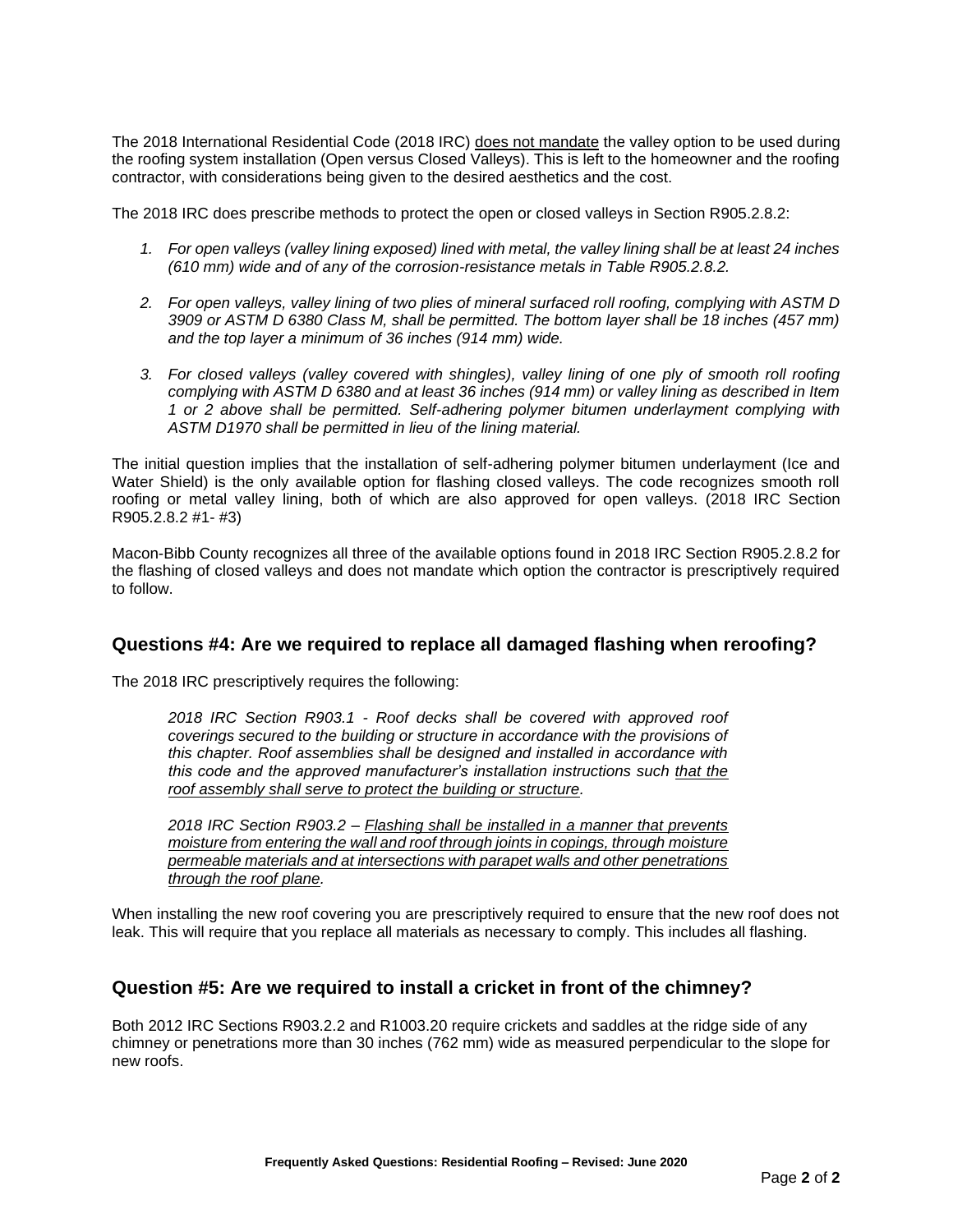The 2018 International Residential Code (2018 IRC) does not mandate the valley option to be used during the roofing system installation (Open versus Closed Valleys). This is left to the homeowner and the roofing contractor, with considerations being given to the desired aesthetics and the cost.

The 2018 IRC does prescribe methods to protect the open or closed valleys in Section R905.2.8.2:

1. *For open valleys (valley lining exposed) lined with metal, the valley lining shall be at least 24 inches (610 mm) wide and of any of the corrosion-resistance metals in Table R905.2.8.2.*
2. *For open valleys, valley lining of two plies of mineral surfaced roll roofing, complying with ASTM D 3909 or ASTM D 6380 Class M, shall be permitted. The bottom layer shall be 18 inches (457 mm) and the top layer a minimum of 36 inches (914 mm) wide.*
3. *For closed valleys (valley covered with shingles), valley lining of one ply of smooth roll roofing complying with ASTM D 6380 and at least 36 inches (914 mm) or valley lining as described in Item 1 or 2 above shall be permitted. Self-adhering polymer bitumen underlayment complying with ASTM D1970 shall be permitted in lieu of the lining material.*

The initial question implies that the installation of self-adhering polymer bitumen underlayment (Ice and Water Shield) is the only available option for flashing closed valleys. The code recognizes smooth roll roofing or metal valley lining, both of which are also approved for open valleys. (2018 IRC Section R905.2.8.2 #1- #3)

Macon-Bibb County recognizes all three of the available options found in 2018 IRC Section R905.2.8.2 for the flashing of closed valleys and does not mandate which option the contractor is prescriptively required to follow.

## Questions #4: Are we required to replace all damaged flashing when reroofing?

The 2018 IRC prescriptively requires the following:

> *2018 IRC Section R903.1 - Roof decks shall be covered with approved roof coverings secured to the building or structure in accordance with the provisions of this chapter. Roof assemblies shall be designed and installed in accordance with this code and the approved manufacturer's installation instructions such that the roof assembly shall serve to protect the building or structure.*
>
> *2018 IRC Section R903.2 – Flashing shall be installed in a manner that prevents moisture from entering the wall and roof through joints in copings, through moisture permeable materials and at intersections with parapet walls and other penetrations through the roof plane.*

When installing the new roof covering you are prescriptively required to ensure that the new roof does not leak. This will require that you replace all materials as necessary to comply. This includes all flashing.

## Question #5: Are we required to install a cricket in front of the chimney?

Both 2012 IRC Sections R903.2.2 and R1003.20 require crickets and saddles at the ridge side of any chimney or penetrations more than 30 inches (762 mm) wide as measured perpendicular to the slope for new roofs.

**Frequently Asked Questions: Residential Roofing – Revised: June 2020**